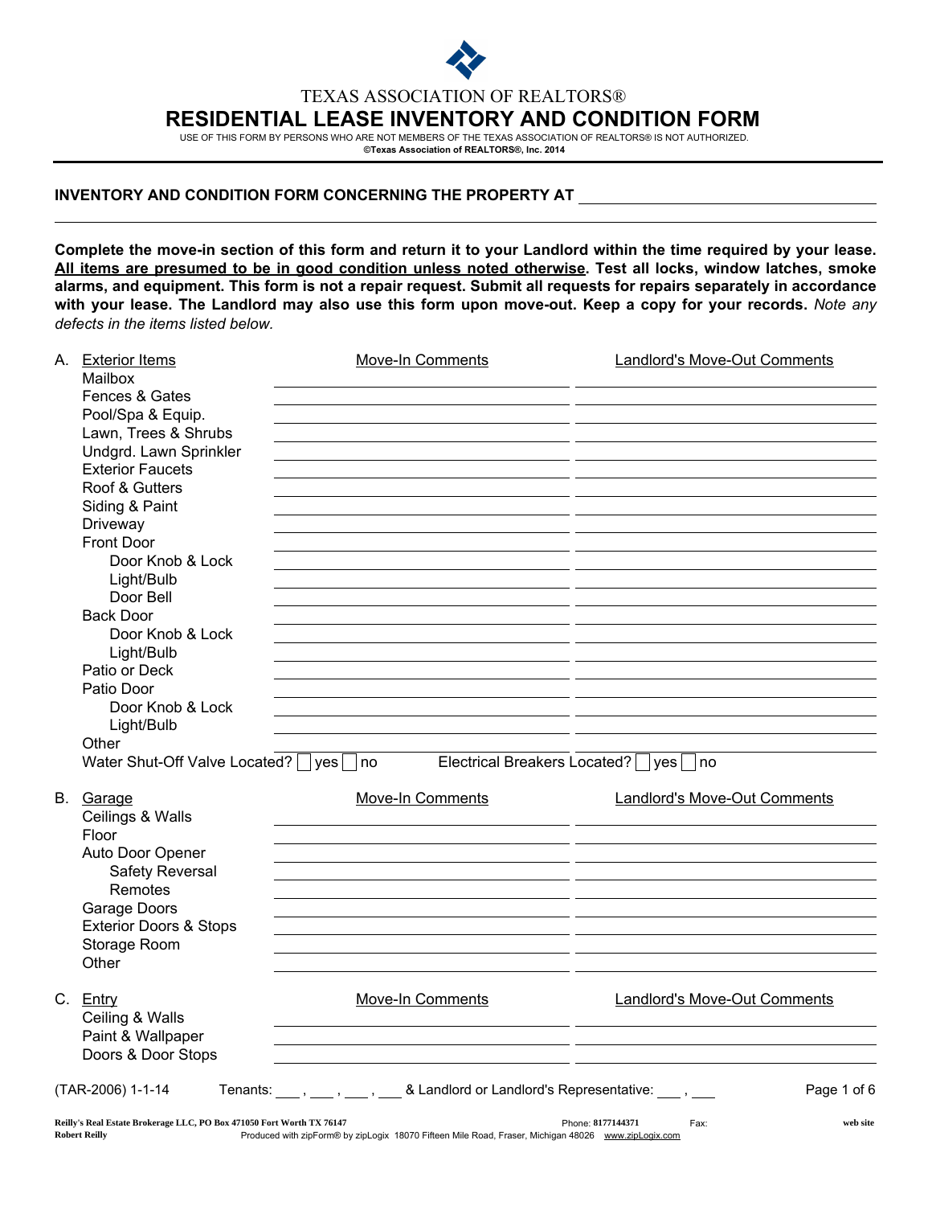TEXAS ASSOCIATION OF REALTORS®

# RESIDENTIAL LEASE INVENTORY AND CONDITION FORM

USE OF THIS FORM BY PERSONS WHO ARE NOT MEMBERS OF THE TEXAS ASSOCIATION OF REALTORS® IS NOT AUTHORIZED.
**©Texas Association of REALTORS®, Inc. 2014**

**INVENTORY AND CONDITION FORM CONCERNING THE PROPERTY AT** ______________________________

______________________________________________________________________________

**Complete the move-in section of this form and return it to your Landlord within the time required by your lease. All items are presumed to be in good condition unless noted otherwise. Test all locks, window latches, smoke alarms, and equipment. This form is not a repair request. Submit all requests for repairs separately in accordance with your lease. The Landlord may also use this form upon move-out. Keep a copy for your records.** *Note any defects in the items listed below.*

| A. Exterior Items | Move-In Comments | Landlord's Move-Out Comments |
|---|---|---|
| Mailbox | | |
| Fences & Gates | | |
| Pool/Spa & Equip. | | |
| Lawn, Trees & Shrubs | | |
| Undgrd. Lawn Sprinkler | | |
| Exterior Faucets | | |
| Roof & Gutters | | |
| Siding & Paint | | |
| Driveway | | |
| Front Door | | |
| Door Knob & Lock | | |
| Light/Bulb | | |
| Door Bell | | |
| Back Door | | |
| Door Knob & Lock | | |
| Light/Bulb | | |
| Patio or Deck | | |
| Patio Door | | |
| Door Knob & Lock | | |
| Light/Bulb | | |
| Other | | |

Water Shut-Off Valve Located? ☐ yes ☐ no    Electrical Breakers Located? ☐ yes ☐ no

| B. Garage | Move-In Comments | Landlord's Move-Out Comments |
|---|---|---|
| Ceilings & Walls | | |
| Floor | | |
| Auto Door Opener | | |
| Safety Reversal | | |
| Remotes | | |
| Garage Doors | | |
| Exterior Doors & Stops | | |
| Storage Room | | |
| Other | | |

| C. Entry | Move-In Comments | Landlord's Move-Out Comments |
|---|---|---|
| Ceiling & Walls | | |
| Paint & Wallpaper | | |
| Doors & Door Stops | | |

(TAR-2006) 1-1-14    Tenants: ___ , ___ , ___ , ___ & Landlord or Landlord's Representative: ___ , ___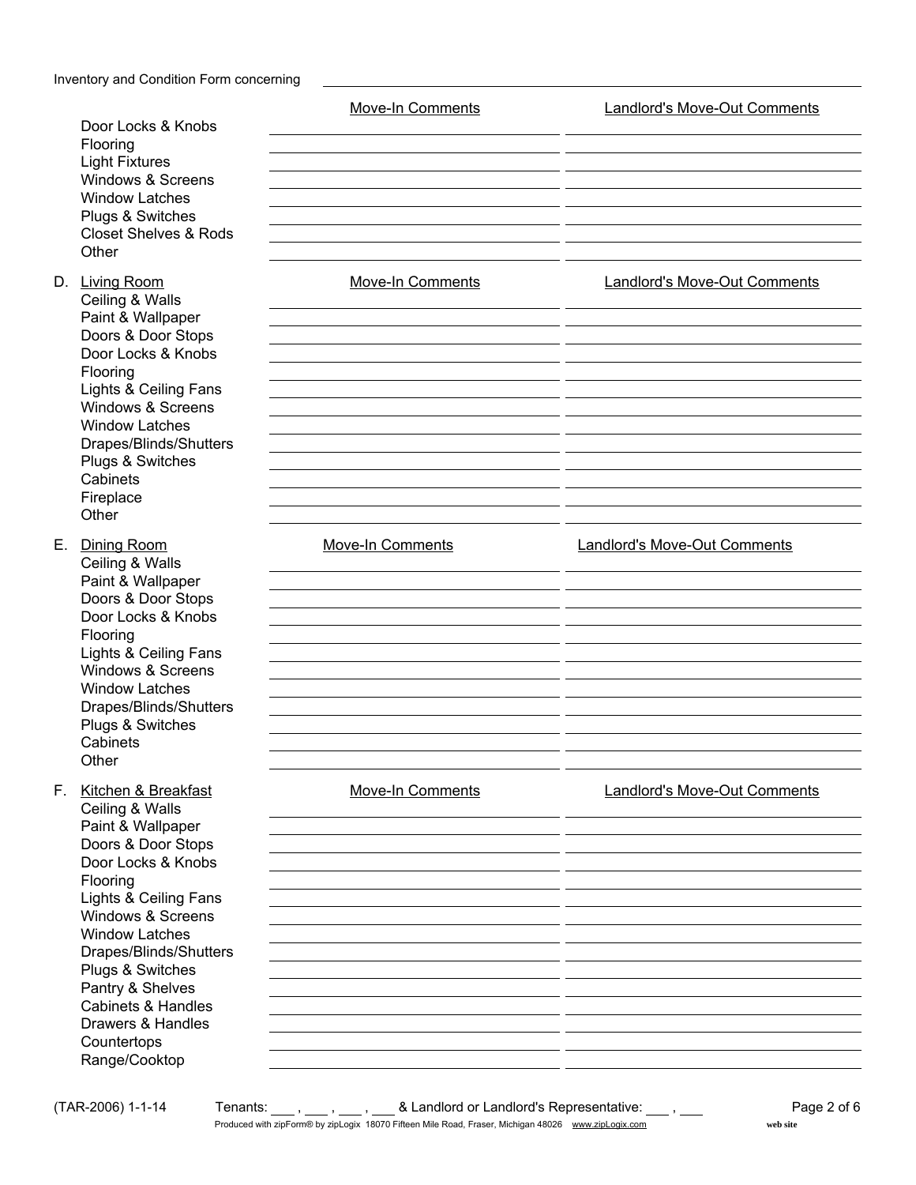Inventory and Condition Form concerning ______________________________

| | Move-In Comments | Landlord's Move-Out Comments |
|---|---|---|
| Door Locks & Knobs | | |
| Flooring | | |
| Light Fixtures | | |
| Windows & Screens | | |
| Window Latches | | |
| Plugs & Switches | | |
| Closet Shelves & Rods | | |
| Other | | |

| D. Living Room | Move-In Comments | Landlord's Move-Out Comments |
|---|---|---|
| Ceiling & Walls | | |
| Paint & Wallpaper | | |
| Doors & Door Stops | | |
| Door Locks & Knobs | | |
| Flooring | | |
| Lights & Ceiling Fans | | |
| Windows & Screens | | |
| Window Latches | | |
| Drapes/Blinds/Shutters | | |
| Plugs & Switches | | |
| Cabinets | | |
| Fireplace | | |
| Other | | |

| E. Dining Room | Move-In Comments | Landlord's Move-Out Comments |
|---|---|---|
| Ceiling & Walls | | |
| Paint & Wallpaper | | |
| Doors & Door Stops | | |
| Door Locks & Knobs | | |
| Flooring | | |
| Lights & Ceiling Fans | | |
| Windows & Screens | | |
| Window Latches | | |
| Drapes/Blinds/Shutters | | |
| Plugs & Switches | | |
| Cabinets | | |
| Other | | |

| F. Kitchen & Breakfast | Move-In Comments | Landlord's Move-Out Comments |
|---|---|---|
| Ceiling & Walls | | |
| Paint & Wallpaper | | |
| Doors & Door Stops | | |
| Door Locks & Knobs | | |
| Flooring | | |
| Lights & Ceiling Fans | | |
| Windows & Screens | | |
| Window Latches | | |
| Drapes/Blinds/Shutters | | |
| Plugs & Switches | | |
| Pantry & Shelves | | |
| Cabinets & Handles | | |
| Drawers & Handles | | |
| Countertops | | |
| Range/Cooktop | | |

(TAR-2006) 1-1-14 Tenants: ___ , ___ , ___ , ___ & Landlord or Landlord's Representative: ___ , ___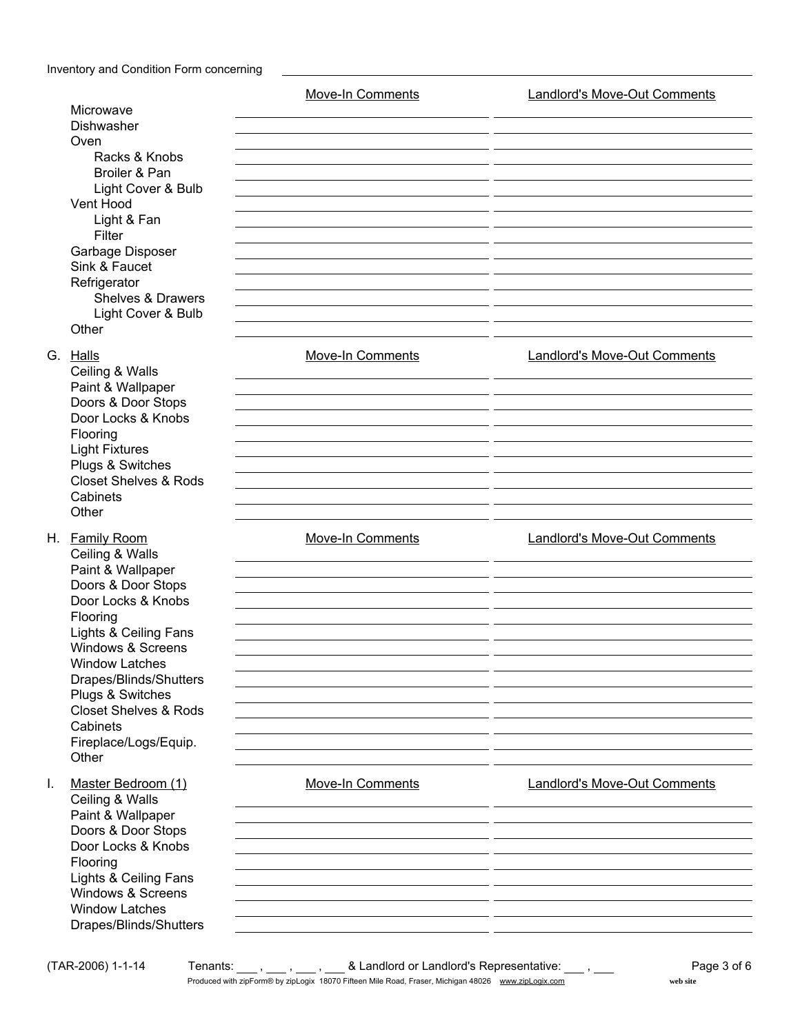Inventory and Condition Form concerning ______________________________

| | Move-In Comments | Landlord's Move-Out Comments |
|---|---|---|
| Microwave | | |
| Dishwasher | | |
| Oven | | |
| Racks & Knobs | | |
| Broiler & Pan | | |
| Light Cover & Bulb | | |
| Vent Hood | | |
| Light & Fan | | |
| Filter | | |
| Garbage Disposer | | |
| Sink & Faucet | | |
| Refrigerator | | |
| Shelves & Drawers | | |
| Light Cover & Bulb | | |
| Other | | |

| G. Halls | Move-In Comments | Landlord's Move-Out Comments |
|---|---|---|
| Ceiling & Walls | | |
| Paint & Wallpaper | | |
| Doors & Door Stops | | |
| Door Locks & Knobs | | |
| Flooring | | |
| Light Fixtures | | |
| Plugs & Switches | | |
| Closet Shelves & Rods | | |
| Cabinets | | |
| Other | | |

| H. Family Room | Move-In Comments | Landlord's Move-Out Comments |
|---|---|---|
| Ceiling & Walls | | |
| Paint & Wallpaper | | |
| Doors & Door Stops | | |
| Door Locks & Knobs | | |
| Flooring | | |
| Lights & Ceiling Fans | | |
| Windows & Screens | | |
| Window Latches | | |
| Drapes/Blinds/Shutters | | |
| Plugs & Switches | | |
| Closet Shelves & Rods | | |
| Cabinets | | |
| Fireplace/Logs/Equip. | | |
| Other | | |

| I. Master Bedroom (1) | Move-In Comments | Landlord's Move-Out Comments |
|---|---|---|
| Ceiling & Walls | | |
| Paint & Wallpaper | | |
| Doors & Door Stops | | |
| Door Locks & Knobs | | |
| Flooring | | |
| Lights & Ceiling Fans | | |
| Windows & Screens | | |
| Window Latches | | |
| Drapes/Blinds/Shutters | | |

(TAR-2006) 1-1-14 Tenants: ___ , ___ , ___ , ___ & Landlord or Landlord's Representative: ___ , ___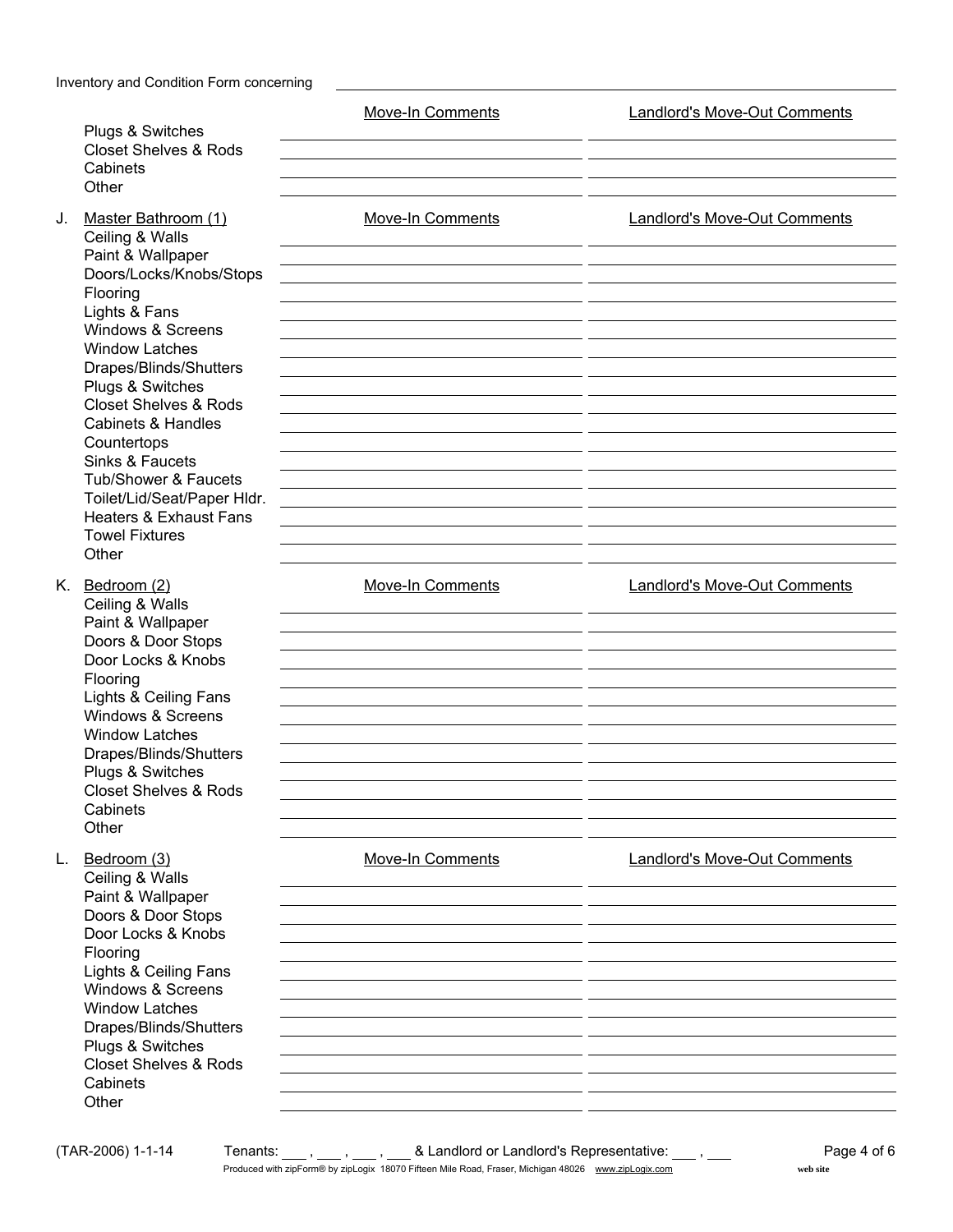Inventory and Condition Form concerning ______________________________

| | Move-In Comments | Landlord's Move-Out Comments |
|---|---|---|
| Plugs & Switches | | |
| Closet Shelves & Rods | | |
| Cabinets | | |
| Other | | |

| J. Master Bathroom (1) | Move-In Comments | Landlord's Move-Out Comments |
|---|---|---|
| Ceiling & Walls | | |
| Paint & Wallpaper | | |
| Doors/Locks/Knobs/Stops | | |
| Flooring | | |
| Lights & Fans | | |
| Windows & Screens | | |
| Window Latches | | |
| Drapes/Blinds/Shutters | | |
| Plugs & Switches | | |
| Closet Shelves & Rods | | |
| Cabinets & Handles | | |
| Countertops | | |
| Sinks & Faucets | | |
| Tub/Shower & Faucets | | |
| Toilet/Lid/Seat/Paper Hldr. | | |
| Heaters & Exhaust Fans | | |
| Towel Fixtures | | |
| Other | | |

| K. Bedroom (2) | Move-In Comments | Landlord's Move-Out Comments |
|---|---|---|
| Ceiling & Walls | | |
| Paint & Wallpaper | | |
| Doors & Door Stops | | |
| Door Locks & Knobs | | |
| Flooring | | |
| Lights & Ceiling Fans | | |
| Windows & Screens | | |
| Window Latches | | |
| Drapes/Blinds/Shutters | | |
| Plugs & Switches | | |
| Closet Shelves & Rods | | |
| Cabinets | | |
| Other | | |

| L. Bedroom (3) | Move-In Comments | Landlord's Move-Out Comments |
|---|---|---|
| Ceiling & Walls | | |
| Paint & Wallpaper | | |
| Doors & Door Stops | | |
| Door Locks & Knobs | | |
| Flooring | | |
| Lights & Ceiling Fans | | |
| Windows & Screens | | |
| Window Latches | | |
| Drapes/Blinds/Shutters | | |
| Plugs & Switches | | |
| Closet Shelves & Rods | | |
| Cabinets | | |
| Other | | |

(TAR-2006) 1-1-14 Tenants: ___ , ___ , ___ , ___ & Landlord or Landlord's Representative: ___ , ___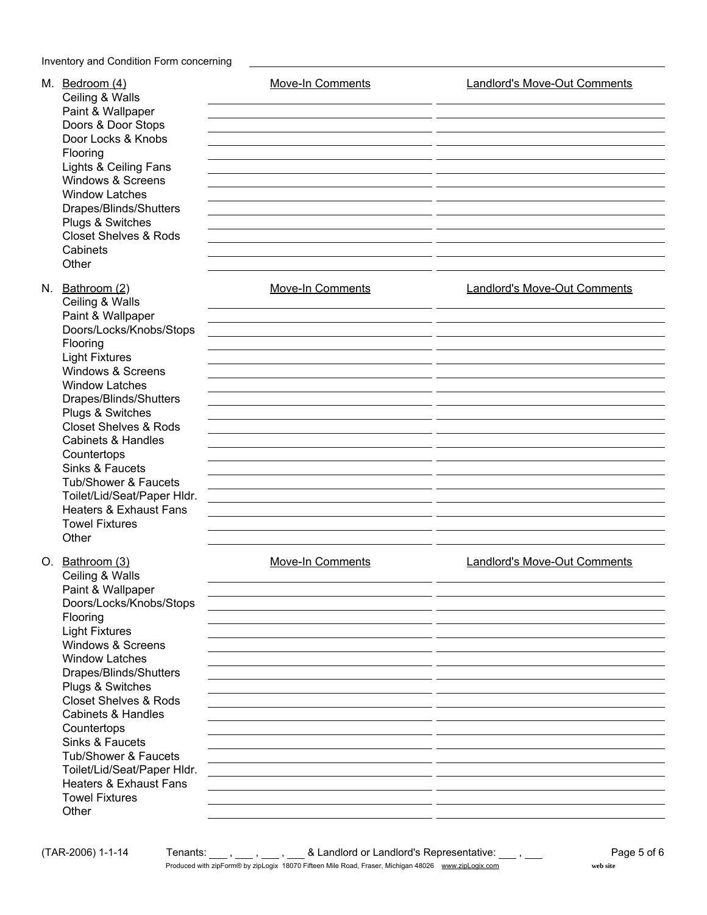Inventory and Condition Form concerning ______________________________

| M. Bedroom (4) | Move-In Comments | Landlord's Move-Out Comments |
| --- | --- | --- |
| Ceiling & Walls | | |
| Paint & Wallpaper | | |
| Doors & Door Stops | | |
| Door Locks & Knobs | | |
| Flooring | | |
| Lights & Ceiling Fans | | |
| Windows & Screens | | |
| Window Latches | | |
| Drapes/Blinds/Shutters | | |
| Plugs & Switches | | |
| Closet Shelves & Rods | | |
| Cabinets | | |
| Other | | |

| N. Bathroom (2) | Move-In Comments | Landlord's Move-Out Comments |
| --- | --- | --- |
| Ceiling & Walls | | |
| Paint & Wallpaper | | |
| Doors/Locks/Knobs/Stops | | |
| Flooring | | |
| Light Fixtures | | |
| Windows & Screens | | |
| Window Latches | | |
| Drapes/Blinds/Shutters | | |
| Plugs & Switches | | |
| Closet Shelves & Rods | | |
| Cabinets & Handles | | |
| Countertops | | |
| Sinks & Faucets | | |
| Tub/Shower & Faucets | | |
| Toilet/Lid/Seat/Paper Hldr. | | |
| Heaters & Exhaust Fans | | |
| Towel Fixtures | | |
| Other | | |

| O. Bathroom (3) | Move-In Comments | Landlord's Move-Out Comments |
| --- | --- | --- |
| Ceiling & Walls | | |
| Paint & Wallpaper | | |
| Doors/Locks/Knobs/Stops | | |
| Flooring | | |
| Light Fixtures | | |
| Windows & Screens | | |
| Window Latches | | |
| Drapes/Blinds/Shutters | | |
| Plugs & Switches | | |
| Closet Shelves & Rods | | |
| Cabinets & Handles | | |
| Countertops | | |
| Sinks & Faucets | | |
| Tub/Shower & Faucets | | |
| Toilet/Lid/Seat/Paper Hldr. | | |
| Heaters & Exhaust Fans | | |
| Towel Fixtures | | |
| Other | | |

(TAR-2006) 1-1-14 Tenants: ___ , ___ , ___ , ___ & Landlord or Landlord's Representative: ___ , ___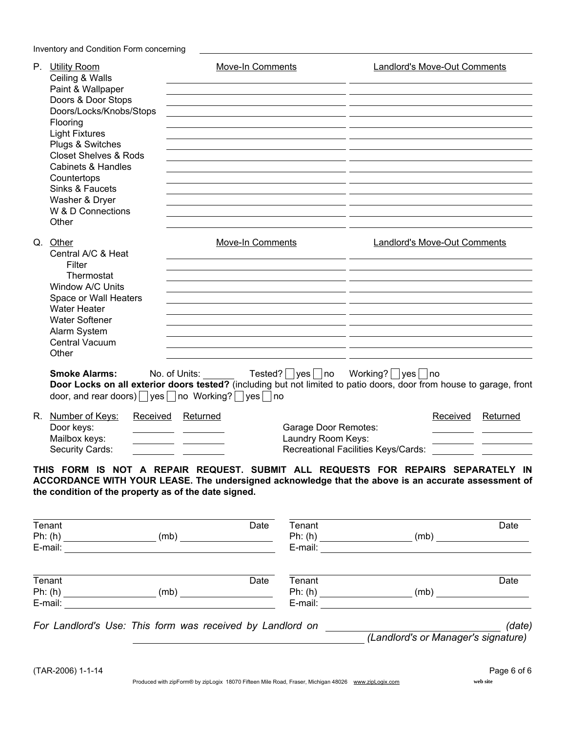Inventory and Condition Form concerning ______________________________

P. Utility Room

| | Move-In Comments | Landlord's Move-Out Comments |
|---|---|---|
| Ceiling & Walls | | |
| Paint & Wallpaper | | |
| Doors & Door Stops | | |
| Doors/Locks/Knobs/Stops | | |
| Flooring | | |
| Light Fixtures | | |
| Plugs & Switches | | |
| Closet Shelves & Rods | | |
| Cabinets & Handles | | |
| Countertops | | |
| Sinks & Faucets | | |
| Washer & Dryer | | |
| W & D Connections | | |
| Other | | |

Q. Other

| | Move-In Comments | Landlord's Move-Out Comments |
|---|---|---|
| Central A/C & Heat | | |
| Filter | | |
| Thermostat | | |
| Window A/C Units | | |
| Space or Wall Heaters | | |
| Water Heater | | |
| Water Softener | | |
| Alarm System | | |
| Central Vacuum | | |
| Other | | |

**Smoke Alarms:** No. of Units: ______ Tested? ☐ yes ☐ no Working? ☐ yes ☐ no

**Door Locks on all exterior doors tested?** (including but not limited to patio doors, door from house to garage, front door, and rear doors) ☐ yes ☐ no Working? ☐ yes ☐ no

R. Number of Keys:

| | Received | Returned |
|---|---|---|
| Door keys: | | |
| Mailbox keys: | | |
| Security Cards: | | |
| Garage Door Remotes: | | |
| Laundry Room Keys: | | |
| Recreational Facilities Keys/Cards: | | |

**THIS FORM IS NOT A REPAIR REQUEST. SUBMIT ALL REQUESTS FOR REPAIRS SEPARATELY IN ACCORDANCE WITH YOUR LEASE. The undersigned acknowledge that the above is an accurate assessment of the condition of the property as of the date signed.**

______________________________
Tenant Date
Ph: (h) ______________ (mb) ______________
E-mail: ______________________________

______________________________
Tenant Date
Ph: (h) ______________ (mb) ______________
E-mail: ______________________________

______________________________
Tenant Date
Ph: (h) ______________ (mb) ______________
E-mail: ______________________________

______________________________
Tenant Date
Ph: (h) ______________ (mb) ______________
E-mail: ______________________________

*For Landlord's Use: This form was received by Landlord on ______________________ (date)*

______________________________ *(Landlord's or Manager's signature)*

(TAR-2006) 1-1-14

Produced with zipForm® by zipLogix 18070 Fifteen Mile Road, Fraser, Michigan 48026 www.zipLogix.com web site